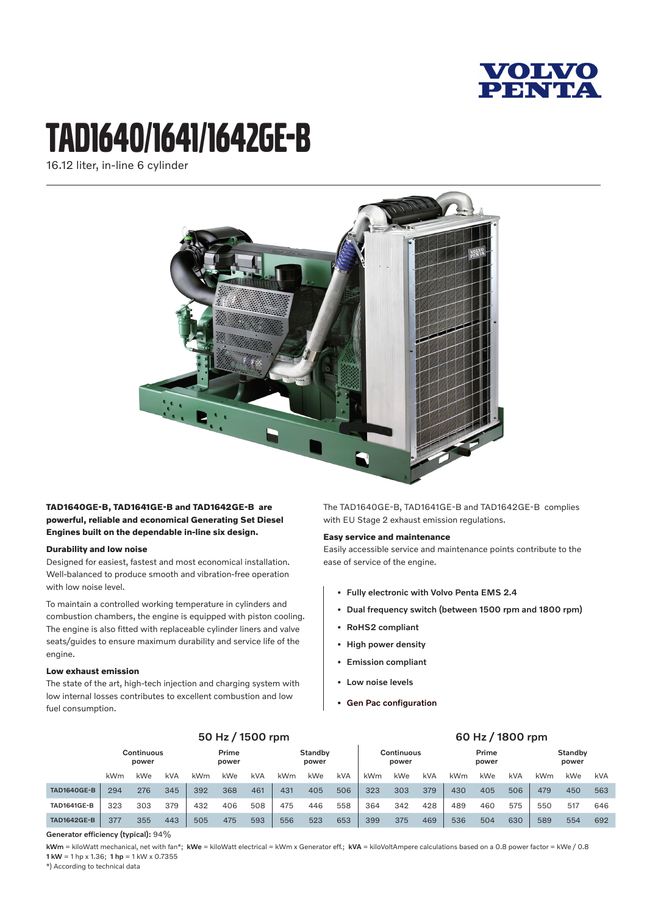# TAD1640/1641/1642GE-B

16.12 liter, in-line 6 cylinder

**TAD1640GE-B, TAD1641GE-B and TAD1642GE-B are powerful, reliable and economical Generating Set Diesel Engines built on the dependable in-line six design.**

### Durability and low noise

Designed for easiest, fastest and most economical installation. Well-balanced to produce smooth and vibration-free operation with low noise level.

To maintain a controlled working temperature in cylinders and combustion chambers, the engine is equipped with piston cooling. The engine is also fitted with replaceable cylinder liners and valve seats/guides to ensure maximum durability and service life of the engine.

### Low exhaust emission

The state of the art, high-tech injection and charging system with low internal losses contributes to excellent combustion and low fuel consumption.

The TAD1640GE-B, TAD1641GE-B and TAD1642GE-B complies with EU Stage 2 exhaust emission regulations.

### Easy service and maintenance

Easily accessible service and maintenance points contribute to the ease of service of the engine.

- **Fully electronic with Volvo Penta EMS 2.4**
- **Dual frequency switch (between 1500 rpm and 1800 rpm)**
- **RoHS2 compliant**
- **High power density**
- **Emission compliant**
- **Low noise levels**
- **Gen Pac configuration**

| | 50 Hz / 1500 rpm | | | | | | | | | 60 Hz / 1800 rpm | | | | | | | | |
|---|---|---|---|---|---|---|---|---|---|---|---|---|---|---|---|---|---|---|
| | Continuous power | | | Prime power | | | Standby power | | | Continuous power | | | Prime power | | | Standby power | | |
| | kWm | kWe | kVA | kWm | kWe | kVA | kWm | kWe | kVA | kWm | kWe | kVA | kWm | kWe | kVA | kWm | kWe | kVA |
| TAD1640GE-B | 294 | 276 | 345 | 392 | 368 | 461 | 431 | 405 | 506 | 323 | 303 | 379 | 430 | 405 | 506 | 479 | 450 | 563 |
| TAD1641GE-B | 323 | 303 | 379 | 432 | 406 | 508 | 475 | 446 | 558 | 364 | 342 | 428 | 489 | 460 | 575 | 550 | 517 | 646 |
| TAD1642GE-B | 377 | 355 | 443 | 505 | 475 | 593 | 556 | 523 | 653 | 399 | 375 | 469 | 536 | 504 | 630 | 589 | 554 | 692 |

**Generator efficiency (typical):** 94%

**kWm** = kiloWatt mechanical, net with fan*; **kWe** = kiloWatt electrical = kWm x Generator eff.; **kVA** = kiloVoltAmpere calculations based on a 0.8 power factor = kWe / 0.8
**1 kW** = 1 hp x 1.36; **1 hp** = 1 kW x 0.7355

*) According to technical data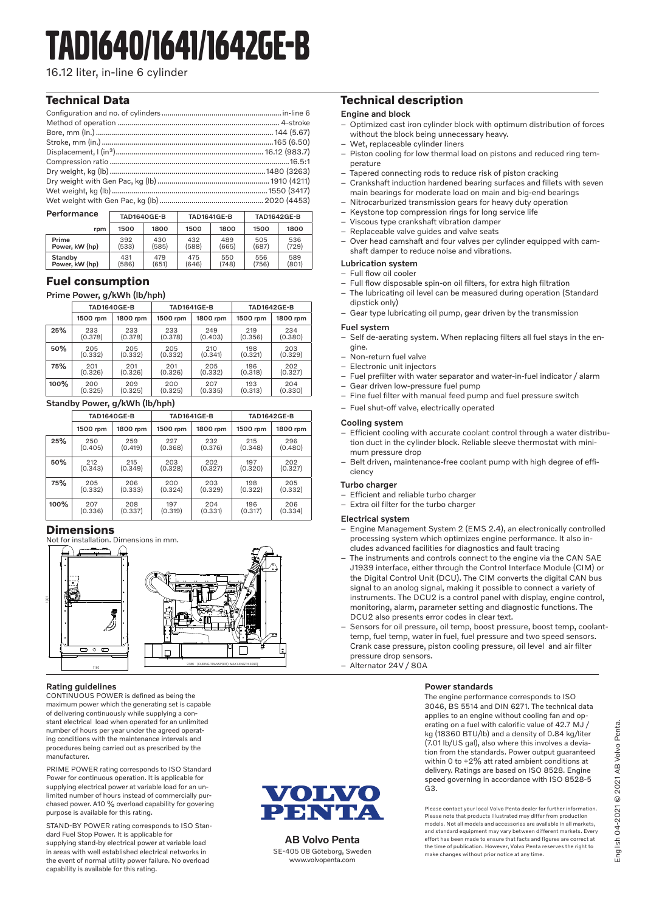# TAD1640/1641/1642GE-B

16.12 liter, in-line 6 cylinder

## Technical Data

Configuration and no. of cylinders ........ in-line 6
Method of operation ........ 4-stroke
Bore, mm (in.) ........ 144 (5.67)
Stroke, mm (in.) ........ 165 (6.50)
Displacement, l (in³) ........ 16.12 (983.7)
Compression ratio ........ 16.5:1
Dry weight, kg (lb) ........ 1480 (3263)
Dry weight with Gen Pac, kg (lb) ........ 1910 (4211)
Wet weight, kg (lb) ........ 1550 (3417)
Wet weight with Gen Pac, kg (lb) ........ 2020 (4453)

| Performance | TAD1640GE-B | | TAD1641GE-B | | TAD1642GE-B | |
|---|---|---|---|---|---|---|
| rpm | 1500 | 1800 | 1500 | 1800 | 1500 | 1800 |
| Prime Power, kW (hp) | 392 (533) | 430 (585) | 432 (588) | 489 (665) | 505 (687) | 536 (729) |
| Standby Power, kW (hp) | 431 (586) | 479 (651) | 475 (646) | 550 (748) | 556 (756) | 589 (801) |

## Fuel consumption

### Prime Power, g/kWh (lb/hph)

| | TAD1640GE-B | | TAD1641GE-B | | TAD1642GE-B | |
|---|---|---|---|---|---|---|
| | 1500 rpm | 1800 rpm | 1500 rpm | 1800 rpm | 1500 rpm | 1800 rpm |
| 25% | 233 (0.378) | 233 (0.378) | 233 (0.378) | 249 (0.403) | 219 (0.356) | 234 (0.380) |
| 50% | 205 (0.332) | 205 (0.332) | 205 (0.332) | 210 (0.341) | 198 (0.321) | 203 (0.329) |
| 75% | 201 (0.326) | 201 (0.326) | 201 (0.326) | 205 (0.332) | 196 (0.318) | 202 (0.327) |
| 100% | 200 (0.325) | 209 (0.325) | 200 (0.325) | 207 (0.335) | 193 (0.313) | 204 (0.330) |

### Standby Power, g/kWh (lb/hph)

| | TAD1640GE-B | | TAD1641GE-B | | TAD1642GE-B | |
|---|---|---|---|---|---|---|
| | 1500 rpm | 1800 rpm | 1500 rpm | 1800 rpm | 1500 rpm | 1800 rpm |
| 25% | 250 (0.405) | 259 (0.419) | 227 (0.368) | 232 (0.376) | 215 (0.348) | 296 (0.480) |
| 50% | 212 (0.343) | 215 (0.349) | 203 (0.328) | 202 (0.327) | 197 (0.320) | 202 (0.327) |
| 75% | 205 (0.332) | 206 (0.333) | 200 (0.324) | 203 (0.329) | 198 (0.322) | 205 (0.332) |
| 100% | 207 (0.336) | 208 (0.337) | 197 (0.319) | 204 (0.331) | 196 (0.317) | 206 (0.334) |

## Dimensions

Not for installation. Dimensions in mm.

1881

1180

2386 (DURING TRANSPORT) MAX LENGTH 3090

## Technical description

### Engine and block

- Optimized cast iron cylinder block with optimum distribution of forces without the block being unnecessary heavy.
- Wet, replaceable cylinder liners
- Piston cooling for low thermal load on pistons and reduced ring temperature
- Tapered connecting rods to reduce risk of piston cracking
- Crankshaft induction hardened bearing surfaces and fillets with seven main bearings for moderate load on main and big-end bearings
- Nitrocarburized transmission gears for heavy duty operation
- Keystone top compression rings for long service life
- Viscous type crankshaft vibration damper
- Replaceable valve guides and valve seats
- Over head camshaft and four valves per cylinder equipped with camshaft damper to reduce noise and vibrations.

### Lubrication system

- Full flow oil cooler
- Full flow disposable spin-on oil filters, for extra high filtration
- The lubricating oil level can be measured during operation (Standard dipstick only)
- Gear type lubricating oil pump, gear driven by the transmission

### Fuel system

- Self de-aerating system. When replacing filters all fuel stays in the engine.
- Non-return fuel valve
- Electronic unit injectors
- Fuel prefilter with water separator and water-in-fuel indicator / alarm
- Gear driven low-pressure fuel pump
- Fine fuel filter with manual feed pump and fuel pressure switch
- Fuel shut-off valve, electrically operated

### Cooling system

- Efficient cooling with accurate coolant control through a water distribution duct in the cylinder block. Reliable sleeve thermostat with minimum pressure drop
- Belt driven, maintenance-free coolant pump with high degree of efficiency

### Turbo charger

- Efficient and reliable turbo charger
- Extra oil filter for the turbo charger

### Electrical system

- Engine Management System 2 (EMS 2.4), an electronically controlled processing system which optimizes engine performance. It also includes advanced facilities for diagnostics and fault tracing
- The instruments and controls connect to the engine via the CAN SAE J1939 interface, either through the Control Interface Module (CIM) or the Digital Control Unit (DCU). The CIM converts the digital CAN bus signal to an anolog signal, making it possible to connect a variety of instruments. The DCU2 is a control panel with display, engine control, monitoring, alarm, parameter setting and diagnostic functions. The DCU2 also presents error codes in clear text.
- Sensors for oil pressure, oil temp, boost pressure, boost temp, coolant-temp, fuel temp, water in fuel, fuel pressure and two speed sensors. Crank case pressure, piston cooling pressure, oil level and air filter pressure drop sensors.
- Alternator 24V / 80A

### Rating guidelines

CONTINUOUS POWER is defined as being the maximum power which the generating set is capable of delivering continuously while supplying a constant electrical load when operated for an unlimited number of hours per year under the agreed operating conditions with the maintenance intervals and procedures being carried out as prescribed by the manufacturer.

PRIME POWER rating corresponds to ISO Standard Power for continuous operation. It is applicable for supplying electrical power at variable load for an unlimited number of hours instead of commercially purchased power. A10 % overload capability for govering purpose is available for this rating.

STAND-BY POWER rating corresponds to ISO Standard Fuel Stop Power. It is applicable for supplying stand-by electrical power at variable load in areas with well established electrical networks in the event of normal utility power failure. No overload capability is available for this rating.

### Power standards

The engine performance corresponds to ISO 3046, BS 5514 and DIN 6271. The technical data applies to an engine without cooling fan and operating on a fuel with calorific value of 42.7 MJ / kg (18360 BTU/lb) and a density of 0.84 kg/liter (7.01 lb/US gal), also where this involves a deviation from the standards. Power output guaranteed within 0 to +2% att rated ambient conditions at delivery. Ratings are based on ISO 8528. Engine speed governing in accordance with ISO 8528-5 G3.

Please contact your local Volvo Penta dealer for further information. Please note that products illustrated may differ from production models. Not all models and accessories are available in all markets, and standard equipment may vary between different markets. Every effort has been made to ensure that facts and figures are correct at the time of publication. However, Volvo Penta reserves the right to make changes without prior notice at any time.

VOLVO PENTA

**AB Volvo Penta**
SE-405 08 Göteborg, Sweden
www.volvopenta.com

English 04-2021 © 2021 AB Volvo Penta.